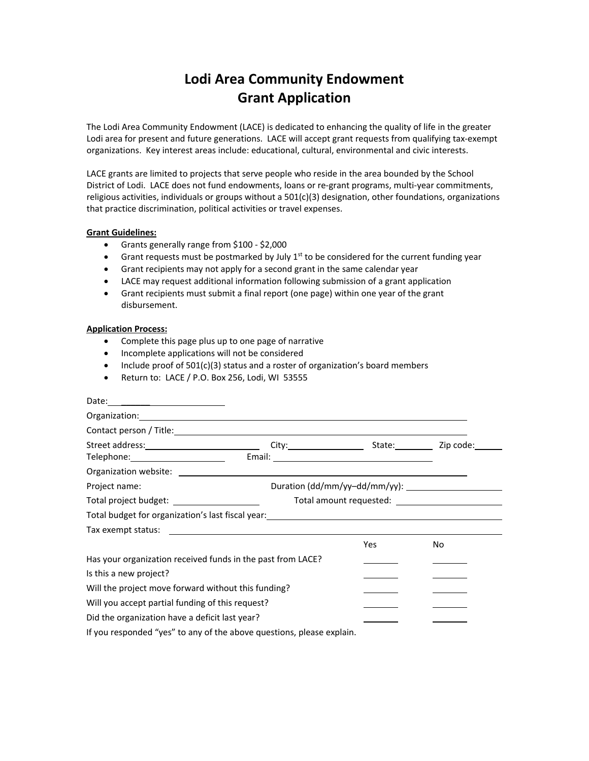# Lodi Area Community Endowment
# Grant Application

The Lodi Area Community Endowment (LACE) is dedicated to enhancing the quality of life in the greater Lodi area for present and future generations. LACE will accept grant requests from qualifying tax-exempt organizations. Key interest areas include: educational, cultural, environmental and civic interests.

LACE grants are limited to projects that serve people who reside in the area bounded by the School District of Lodi. LACE does not fund endowments, loans or re-grant programs, multi-year commitments, religious activities, individuals or groups without a 501(c)(3) designation, other foundations, organizations that practice discrimination, political activities or travel expenses.

**Grant Guidelines:**

- Grants generally range from $100 - $2,000
- Grant requests must be postmarked by July 1st to be considered for the current funding year
- Grant recipients may not apply for a second grant in the same calendar year
- LACE may request additional information following submission of a grant application
- Grant recipients must submit a final report (one page) within one year of the grant disbursement.

**Application Process:**

- Complete this page plus up to one page of narrative
- Incomplete applications will not be considered
- Include proof of 501(c)(3) status and a roster of organization's board members
- Return to: LACE / P.O. Box 256, Lodi, WI 53555

Date: ______________________

Organization: ______________________________________________

Contact person / Title: ______________________________________________

Street address: ______________________ City: ______________ State: ________ Zip code: ______

Telephone: ____________________ Email: ______________________________

Organization website: ______________________________________________

Project name: ______________________ Duration (dd/mm/yy–dd/mm/yy): ____________________

Total project budget: ____________________ Total amount requested: ____________________

Total budget for organization's last fiscal year: ______________________________________________

Tax exempt status: ______________________________________________

| | Yes | No |
|---|---|---|
| Has your organization received funds in the past from LACE? | ______ | ______ |
| Is this a new project? | ______ | ______ |
| Will the project move forward without this funding? | ______ | ______ |
| Will you accept partial funding of this request? | ______ | ______ |
| Did the organization have a deficit last year? | ______ | ______ |

If you responded "yes" to any of the above questions, please explain.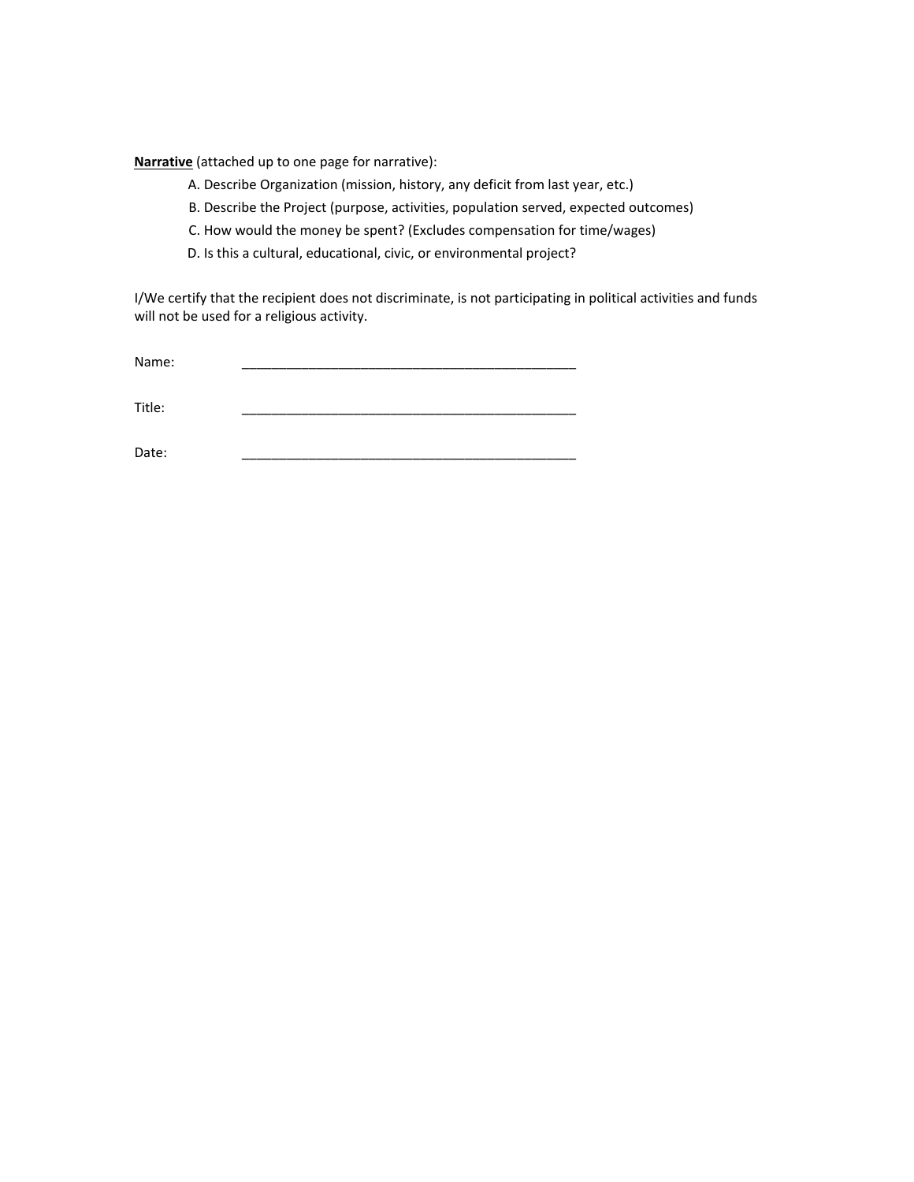**<u>Narrative</u>** (attached up to one page for narrative):

A. Describe Organization (mission, history, any deficit from last year, etc.)

B. Describe the Project (purpose, activities, population served, expected outcomes)

C. How would the money be spent? (Excludes compensation for time/wages)

D. Is this a cultural, educational, civic, or environmental project?

I/We certify that the recipient does not discriminate, is not participating in political activities and funds will not be used for a religious activity.

Name: _______________________________________________

Title: _______________________________________________

Date: _______________________________________________